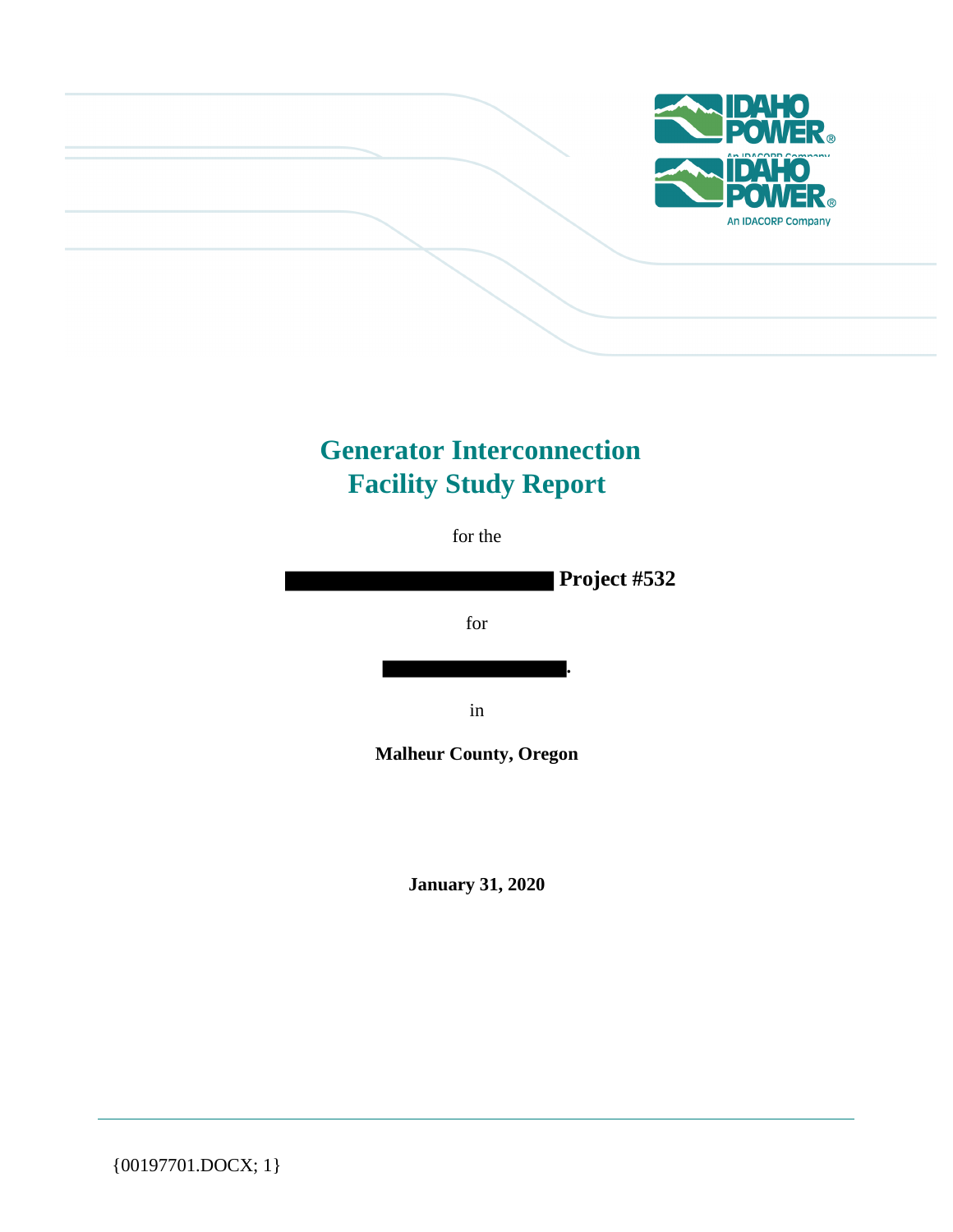# Generator Interconnection Facility Study Report

for the

█████████████████ **Project #532**

for

██████████████.

in

**Malheur County, Oregon**

**January 31, 2020**

{00197701.DOCX; 1}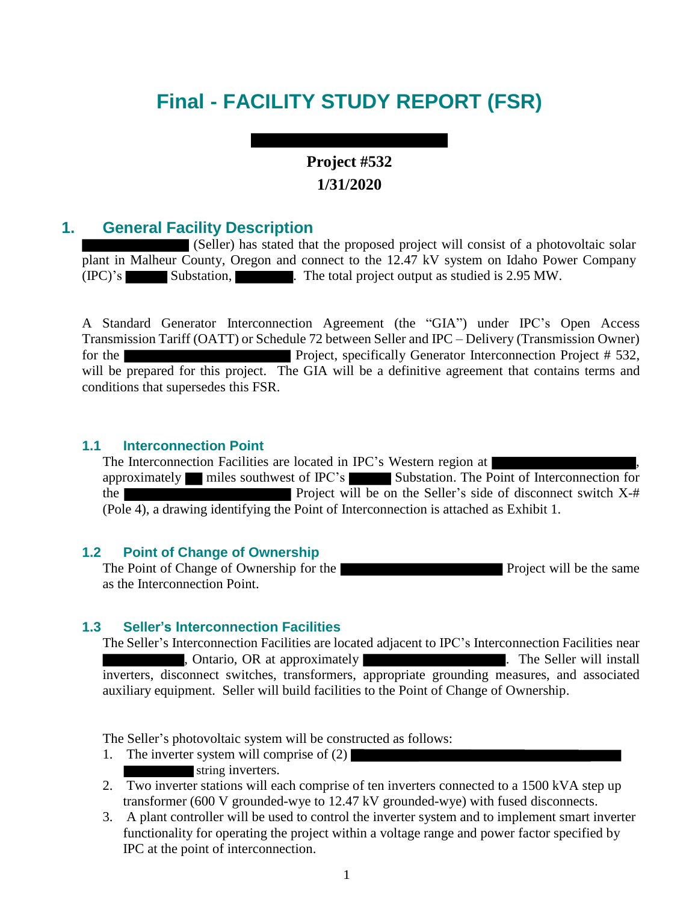# Final - FACILITY STUDY REPORT (FSR)

**Project #532**

**1/31/2020**

## 1. General Facility Description

(Seller) has stated that the proposed project will consist of a photovoltaic solar plant in Malheur County, Oregon and connect to the 12.47 kV system on Idaho Power Company (IPC)'s Substation, . The total project output as studied is 2.95 MW.

A Standard Generator Interconnection Agreement (the "GIA") under IPC's Open Access Transmission Tariff (OATT) or Schedule 72 between Seller and IPC – Delivery (Transmission Owner) for the Project, specifically Generator Interconnection Project # 532, will be prepared for this project. The GIA will be a definitive agreement that contains terms and conditions that supersedes this FSR.

### 1.1 Interconnection Point

The Interconnection Facilities are located in IPC's Western region at , approximately miles southwest of IPC's Substation. The Point of Interconnection for the Project will be on the Seller's side of disconnect switch X-# (Pole 4), a drawing identifying the Point of Interconnection is attached as Exhibit 1.

### 1.2 Point of Change of Ownership

The Point of Change of Ownership for the Project will be the same as the Interconnection Point.

### 1.3 Seller's Interconnection Facilities

The Seller's Interconnection Facilities are located adjacent to IPC's Interconnection Facilities near , Ontario, OR at approximately . The Seller will install inverters, disconnect switches, transformers, appropriate grounding measures, and associated auxiliary equipment. Seller will build facilities to the Point of Change of Ownership.

The Seller's photovoltaic system will be constructed as follows:

1. The inverter system will comprise of (2) string inverters.
2. Two inverter stations will each comprise of ten inverters connected to a 1500 kVA step up transformer (600 V grounded-wye to 12.47 kV grounded-wye) with fused disconnects.
3. A plant controller will be used to control the inverter system and to implement smart inverter functionality for operating the project within a voltage range and power factor specified by IPC at the point of interconnection.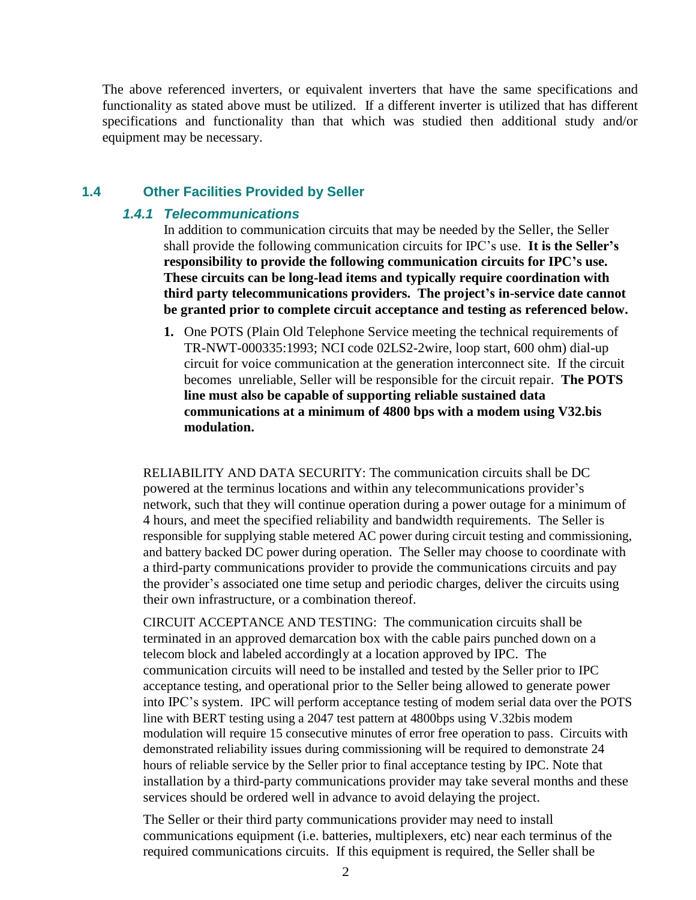The above referenced inverters, or equivalent inverters that have the same specifications and functionality as stated above must be utilized. If a different inverter is utilized that has different specifications and functionality than that which was studied then additional study and/or equipment may be necessary.

## 1.4 Other Facilities Provided by Seller

### *1.4.1 Telecommunications*

In addition to communication circuits that may be needed by the Seller, the Seller shall provide the following communication circuits for IPC's use. **It is the Seller's responsibility to provide the following communication circuits for IPC's use. These circuits can be long-lead items and typically require coordination with third party telecommunications providers. The project's in-service date cannot be granted prior to complete circuit acceptance and testing as referenced below.**

1. One POTS (Plain Old Telephone Service meeting the technical requirements of TR-NWT-000335:1993; NCI code 02LS2-2wire, loop start, 600 ohm) dial-up circuit for voice communication at the generation interconnect site. If the circuit becomes unreliable, Seller will be responsible for the circuit repair. **The POTS line must also be capable of supporting reliable sustained data communications at a minimum of 4800 bps with a modem using V32.bis modulation.**

RELIABILITY AND DATA SECURITY: The communication circuits shall be DC powered at the terminus locations and within any telecommunications provider's network, such that they will continue operation during a power outage for a minimum of 4 hours, and meet the specified reliability and bandwidth requirements. The Seller is responsible for supplying stable metered AC power during circuit testing and commissioning, and battery backed DC power during operation. The Seller may choose to coordinate with a third-party communications provider to provide the communications circuits and pay the provider's associated one time setup and periodic charges, deliver the circuits using their own infrastructure, or a combination thereof.

CIRCUIT ACCEPTANCE AND TESTING: The communication circuits shall be terminated in an approved demarcation box with the cable pairs punched down on a telecom block and labeled accordingly at a location approved by IPC. The communication circuits will need to be installed and tested by the Seller prior to IPC acceptance testing, and operational prior to the Seller being allowed to generate power into IPC's system. IPC will perform acceptance testing of modem serial data over the POTS line with BERT testing using a 2047 test pattern at 4800bps using V.32bis modem modulation will require 15 consecutive minutes of error free operation to pass. Circuits with demonstrated reliability issues during commissioning will be required to demonstrate 24 hours of reliable service by the Seller prior to final acceptance testing by IPC. Note that installation by a third-party communications provider may take several months and these services should be ordered well in advance to avoid delaying the project.

The Seller or their third party communications provider may need to install communications equipment (i.e. batteries, multiplexers, etc) near each terminus of the required communications circuits. If this equipment is required, the Seller shall be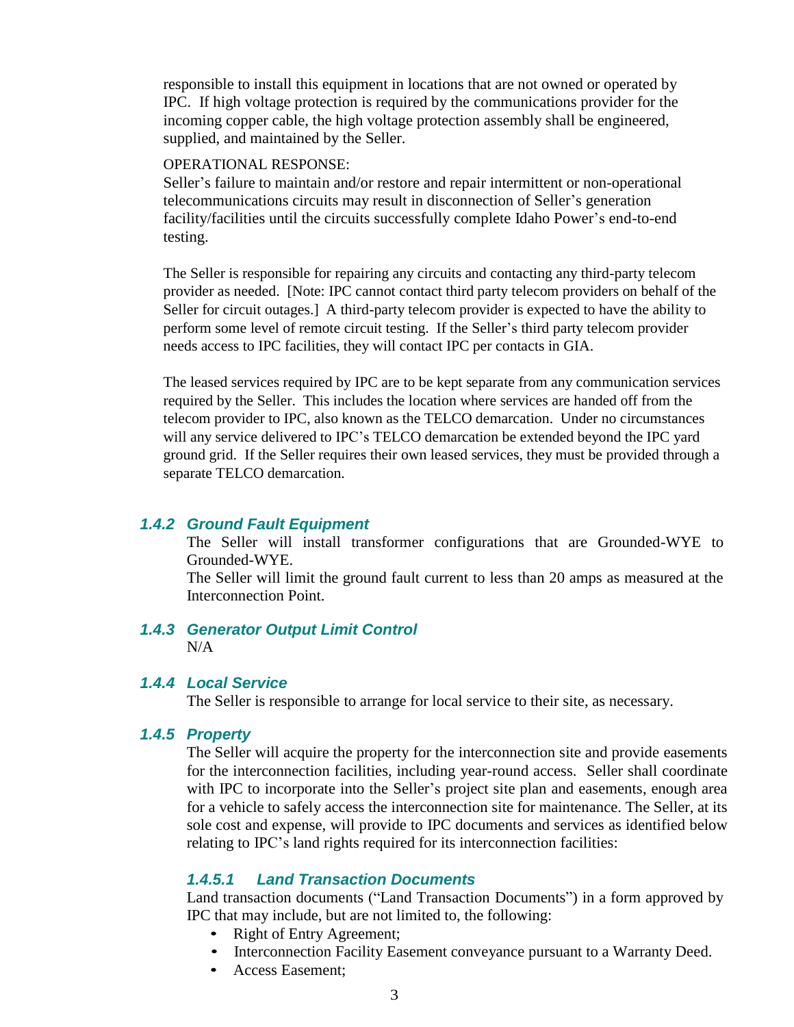responsible to install this equipment in locations that are not owned or operated by IPC. If high voltage protection is required by the communications provider for the incoming copper cable, the high voltage protection assembly shall be engineered, supplied, and maintained by the Seller.

OPERATIONAL RESPONSE:
Seller's failure to maintain and/or restore and repair intermittent or non-operational telecommunications circuits may result in disconnection of Seller's generation facility/facilities until the circuits successfully complete Idaho Power's end-to-end testing.

The Seller is responsible for repairing any circuits and contacting any third-party telecom provider as needed. [Note: IPC cannot contact third party telecom providers on behalf of the Seller for circuit outages.] A third-party telecom provider is expected to have the ability to perform some level of remote circuit testing. If the Seller's third party telecom provider needs access to IPC facilities, they will contact IPC per contacts in GIA.

The leased services required by IPC are to be kept separate from any communication services required by the Seller. This includes the location where services are handed off from the telecom provider to IPC, also known as the TELCO demarcation. Under no circumstances will any service delivered to IPC's TELCO demarcation be extended beyond the IPC yard ground grid. If the Seller requires their own leased services, they must be provided through a separate TELCO demarcation.

### *1.4.2 Ground Fault Equipment*

The Seller will install transformer configurations that are Grounded-WYE to Grounded-WYE.
The Seller will limit the ground fault current to less than 20 amps as measured at the Interconnection Point.

### *1.4.3 Generator Output Limit Control*

N/A

### *1.4.4 Local Service*

The Seller is responsible to arrange for local service to their site, as necessary.

### *1.4.5 Property*

The Seller will acquire the property for the interconnection site and provide easements for the interconnection facilities, including year-round access. Seller shall coordinate with IPC to incorporate into the Seller's project site plan and easements, enough area for a vehicle to safely access the interconnection site for maintenance. The Seller, at its sole cost and expense, will provide to IPC documents and services as identified below relating to IPC's land rights required for its interconnection facilities:

#### *1.4.5.1 Land Transaction Documents*

Land transaction documents ("Land Transaction Documents") in a form approved by IPC that may include, but are not limited to, the following:

- Right of Entry Agreement;
- Interconnection Facility Easement conveyance pursuant to a Warranty Deed.
- Access Easement;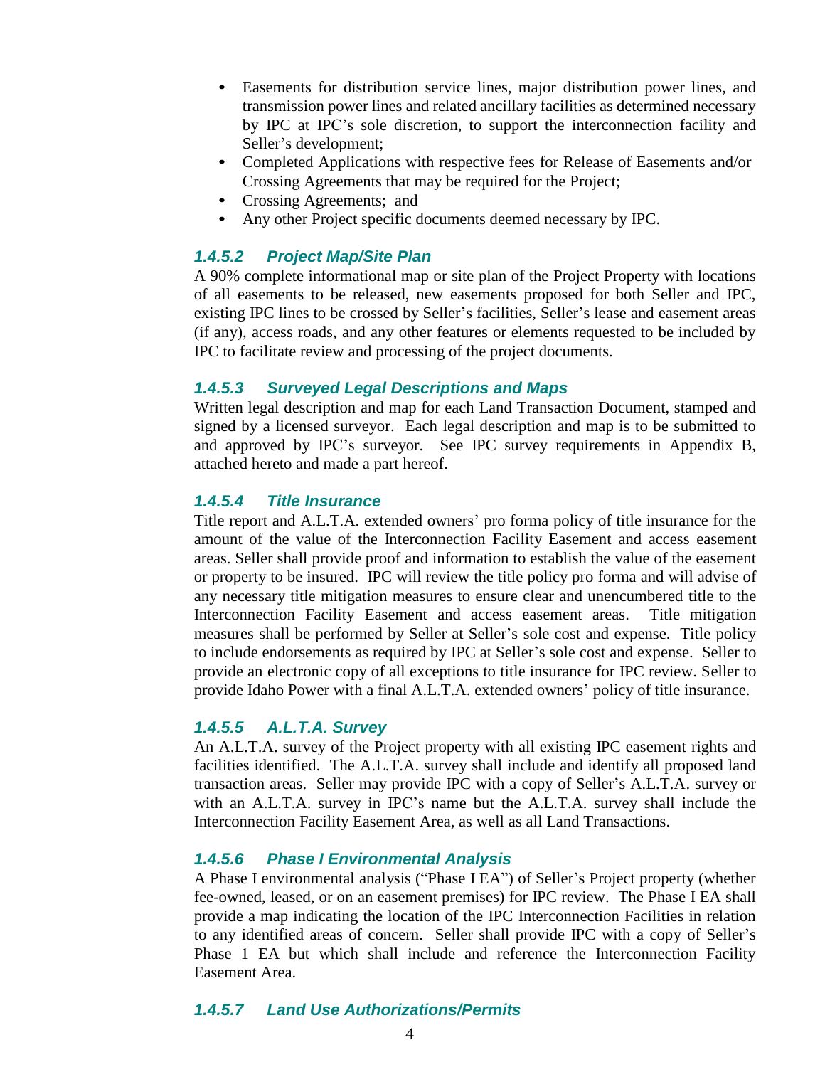- Easements for distribution service lines, major distribution power lines, and transmission power lines and related ancillary facilities as determined necessary by IPC at IPC's sole discretion, to support the interconnection facility and Seller's development;
- Completed Applications with respective fees for Release of Easements and/or Crossing Agreements that may be required for the Project;
- Crossing Agreements; and
- Any other Project specific documents deemed necessary by IPC.

#### *1.4.5.2 Project Map/Site Plan*

A 90% complete informational map or site plan of the Project Property with locations of all easements to be released, new easements proposed for both Seller and IPC, existing IPC lines to be crossed by Seller's facilities, Seller's lease and easement areas (if any), access roads, and any other features or elements requested to be included by IPC to facilitate review and processing of the project documents.

#### *1.4.5.3 Surveyed Legal Descriptions and Maps*

Written legal description and map for each Land Transaction Document, stamped and signed by a licensed surveyor. Each legal description and map is to be submitted to and approved by IPC's surveyor. See IPC survey requirements in Appendix B, attached hereto and made a part hereof.

#### *1.4.5.4 Title Insurance*

Title report and A.L.T.A. extended owners' pro forma policy of title insurance for the amount of the value of the Interconnection Facility Easement and access easement areas. Seller shall provide proof and information to establish the value of the easement or property to be insured. IPC will review the title policy pro forma and will advise of any necessary title mitigation measures to ensure clear and unencumbered title to the Interconnection Facility Easement and access easement areas. Title mitigation measures shall be performed by Seller at Seller's sole cost and expense. Title policy to include endorsements as required by IPC at Seller's sole cost and expense. Seller to provide an electronic copy of all exceptions to title insurance for IPC review. Seller to provide Idaho Power with a final A.L.T.A. extended owners' policy of title insurance.

#### *1.4.5.5 A.L.T.A. Survey*

An A.L.T.A. survey of the Project property with all existing IPC easement rights and facilities identified. The A.L.T.A. survey shall include and identify all proposed land transaction areas. Seller may provide IPC with a copy of Seller's A.L.T.A. survey or with an A.L.T.A. survey in IPC's name but the A.L.T.A. survey shall include the Interconnection Facility Easement Area, as well as all Land Transactions.

#### *1.4.5.6 Phase I Environmental Analysis*

A Phase I environmental analysis ("Phase I EA") of Seller's Project property (whether fee-owned, leased, or on an easement premises) for IPC review. The Phase I EA shall provide a map indicating the location of the IPC Interconnection Facilities in relation to any identified areas of concern. Seller shall provide IPC with a copy of Seller's Phase 1 EA but which shall include and reference the Interconnection Facility Easement Area.

#### *1.4.5.7 Land Use Authorizations/Permits*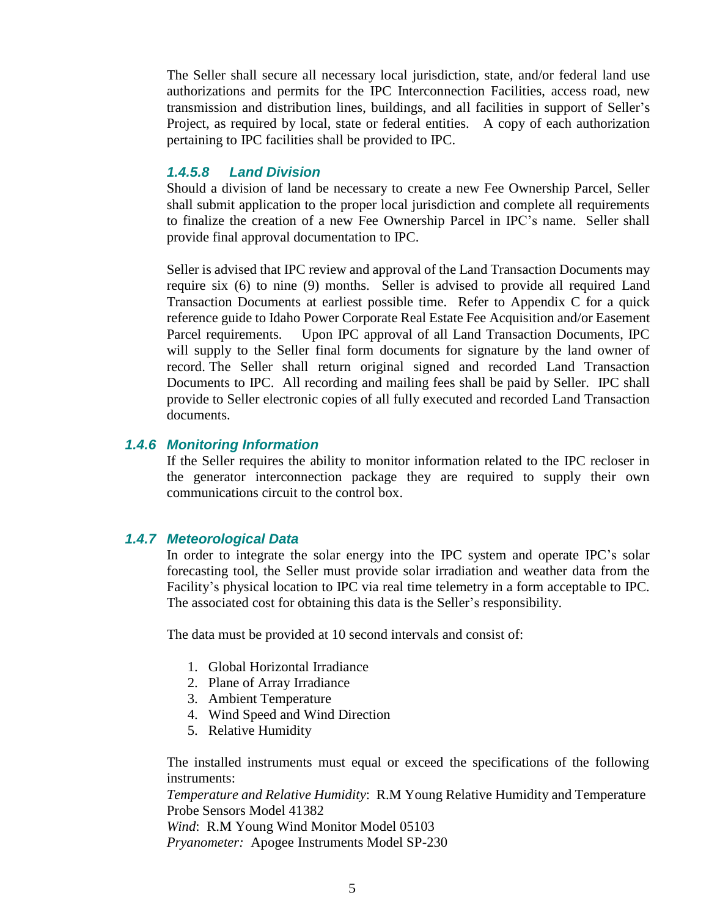The Seller shall secure all necessary local jurisdiction, state, and/or federal land use authorizations and permits for the IPC Interconnection Facilities, access road, new transmission and distribution lines, buildings, and all facilities in support of Seller's Project, as required by local, state or federal entities. A copy of each authorization pertaining to IPC facilities shall be provided to IPC.

##### *1.4.5.8 Land Division*

Should a division of land be necessary to create a new Fee Ownership Parcel, Seller shall submit application to the proper local jurisdiction and complete all requirements to finalize the creation of a new Fee Ownership Parcel in IPC's name. Seller shall provide final approval documentation to IPC.

Seller is advised that IPC review and approval of the Land Transaction Documents may require six (6) to nine (9) months. Seller is advised to provide all required Land Transaction Documents at earliest possible time. Refer to Appendix C for a quick reference guide to Idaho Power Corporate Real Estate Fee Acquisition and/or Easement Parcel requirements. Upon IPC approval of all Land Transaction Documents, IPC will supply to the Seller final form documents for signature by the land owner of record. The Seller shall return original signed and recorded Land Transaction Documents to IPC. All recording and mailing fees shall be paid by Seller. IPC shall provide to Seller electronic copies of all fully executed and recorded Land Transaction documents.

### *1.4.6 Monitoring Information*

If the Seller requires the ability to monitor information related to the IPC recloser in the generator interconnection package they are required to supply their own communications circuit to the control box.

### *1.4.7 Meteorological Data*

In order to integrate the solar energy into the IPC system and operate IPC's solar forecasting tool, the Seller must provide solar irradiation and weather data from the Facility's physical location to IPC via real time telemetry in a form acceptable to IPC. The associated cost for obtaining this data is the Seller's responsibility.

The data must be provided at 10 second intervals and consist of:

1. Global Horizontal Irradiance
2. Plane of Array Irradiance
3. Ambient Temperature
4. Wind Speed and Wind Direction
5. Relative Humidity

The installed instruments must equal or exceed the specifications of the following instruments:
*Temperature and Relative Humidity*: R.M Young Relative Humidity and Temperature Probe Sensors Model 41382
*Wind*: R.M Young Wind Monitor Model 05103
*Pryanometer:* Apogee Instruments Model SP-230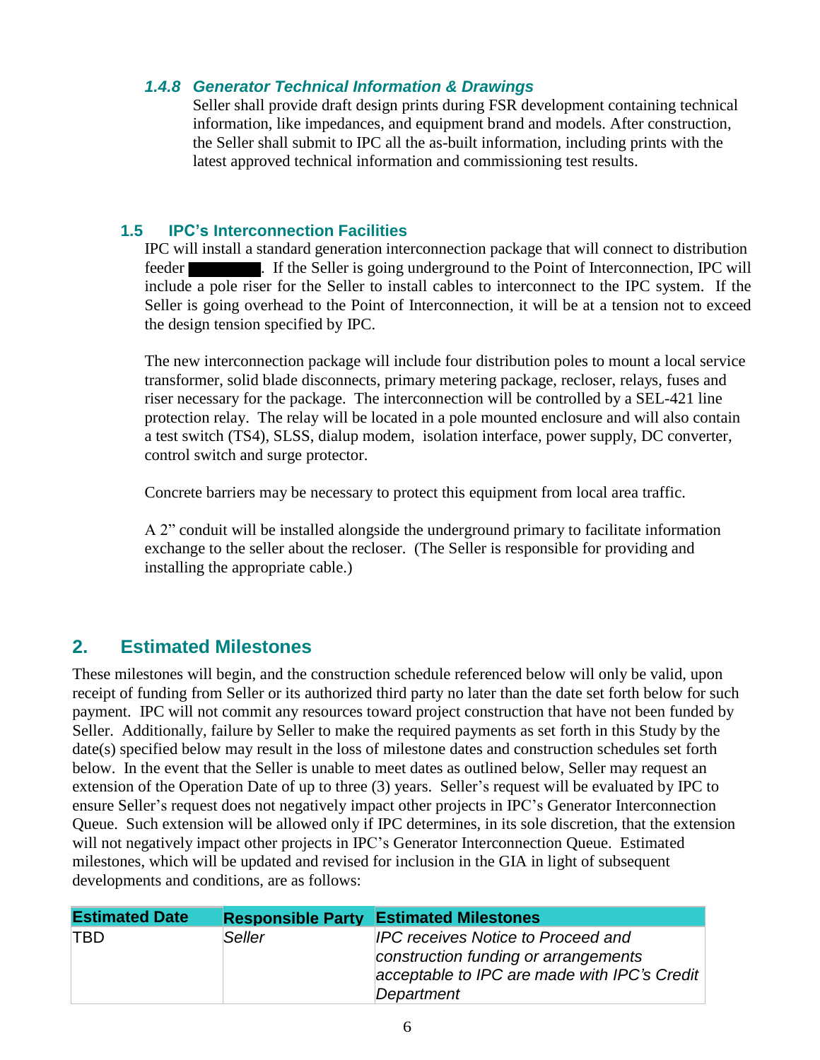#### *1.4.8 Generator Technical Information & Drawings*

Seller shall provide draft design prints during FSR development containing technical information, like impedances, and equipment brand and models. After construction, the Seller shall submit to IPC all the as-built information, including prints with the latest approved technical information and commissioning test results.

### 1.5 IPC's Interconnection Facilities

IPC will install a standard generation interconnection package that will connect to distribution feeder ████. If the Seller is going underground to the Point of Interconnection, IPC will include a pole riser for the Seller to install cables to interconnect to the IPC system. If the Seller is going overhead to the Point of Interconnection, it will be at a tension not to exceed the design tension specified by IPC.

The new interconnection package will include four distribution poles to mount a local service transformer, solid blade disconnects, primary metering package, recloser, relays, fuses and riser necessary for the package. The interconnection will be controlled by a SEL-421 line protection relay. The relay will be located in a pole mounted enclosure and will also contain a test switch (TS4), SLSS, dialup modem, isolation interface, power supply, DC converter, control switch and surge protector.

Concrete barriers may be necessary to protect this equipment from local area traffic.

A 2" conduit will be installed alongside the underground primary to facilitate information exchange to the seller about the recloser. (The Seller is responsible for providing and installing the appropriate cable.)

## 2. Estimated Milestones

These milestones will begin, and the construction schedule referenced below will only be valid, upon receipt of funding from Seller or its authorized third party no later than the date set forth below for such payment. IPC will not commit any resources toward project construction that have not been funded by Seller. Additionally, failure by Seller to make the required payments as set forth in this Study by the date(s) specified below may result in the loss of milestone dates and construction schedules set forth below. In the event that the Seller is unable to meet dates as outlined below, Seller may request an extension of the Operation Date of up to three (3) years. Seller's request will be evaluated by IPC to ensure Seller's request does not negatively impact other projects in IPC's Generator Interconnection Queue. Such extension will be allowed only if IPC determines, in its sole discretion, that the extension will not negatively impact other projects in IPC's Generator Interconnection Queue. Estimated milestones, which will be updated and revised for inclusion in the GIA in light of subsequent developments and conditions, are as follows:

| Estimated Date | Responsible Party | Estimated Milestones |
|---|---|---|
| TBD | *Seller* | *IPC receives Notice to Proceed and construction funding or arrangements acceptable to IPC are made with IPC's Credit Department* |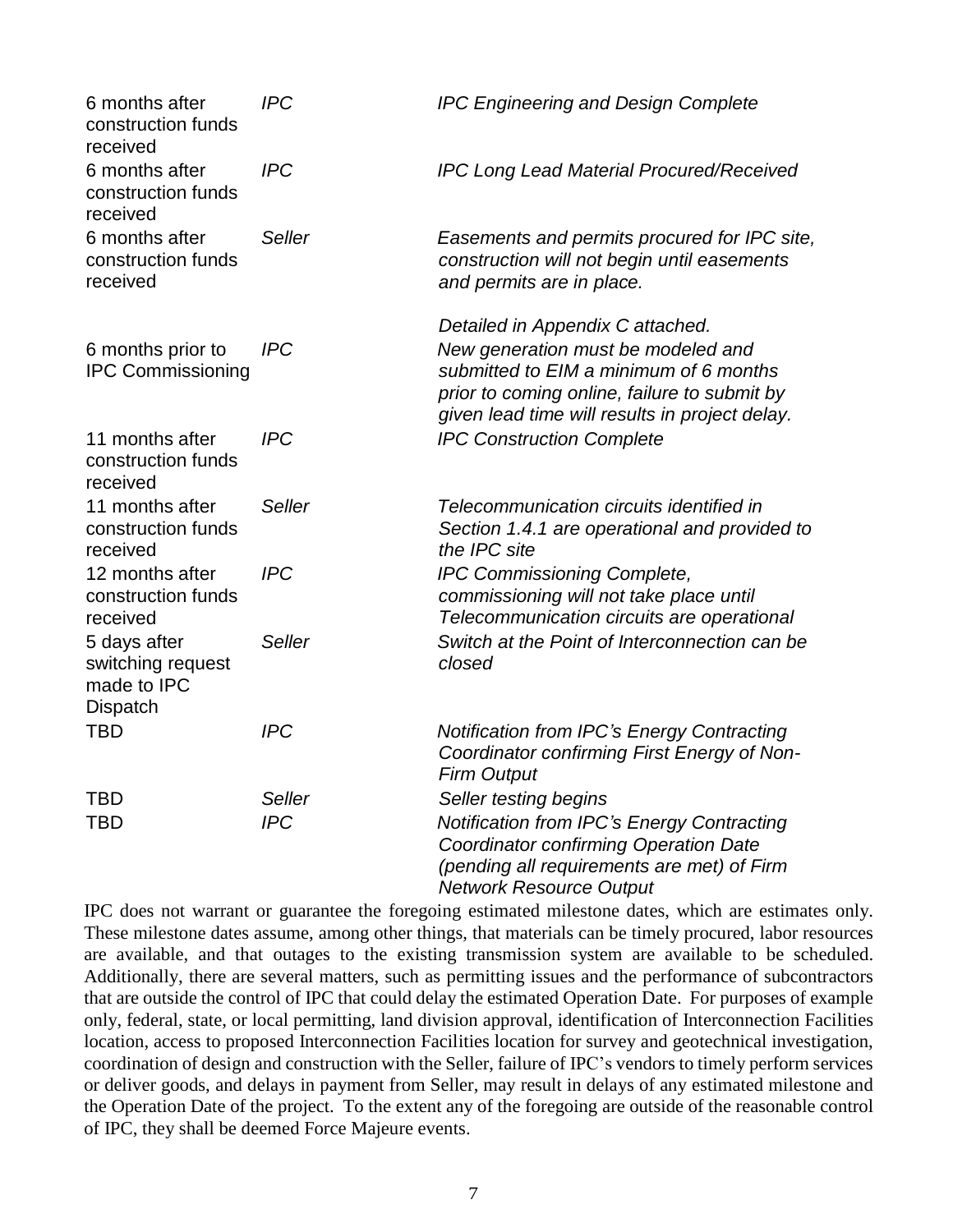| | | |
|---|---|---|
| 6 months after construction funds received | *IPC* | *IPC Engineering and Design Complete* |
| 6 months after construction funds received | *IPC* | *IPC Long Lead Material Procured/Received* |
| 6 months after construction funds received | *Seller* | *Easements and permits procured for IPC site, construction will not begin until easements and permits are in place.* <br><br> *Detailed in Appendix C attached.* |
| 6 months prior to IPC Commissioning | *IPC* | *New generation must be modeled and submitted to EIM a minimum of 6 months prior to coming online, failure to submit by given lead time will results in project delay.* |
| 11 months after construction funds received | *IPC* | *IPC Construction Complete* |
| 11 months after construction funds received | *Seller* | *Telecommunication circuits identified in Section 1.4.1 are operational and provided to the IPC site* |
| 12 months after construction funds received | *IPC* | *IPC Commissioning Complete, commissioning will not take place until Telecommunication circuits are operational* |
| 5 days after switching request made to IPC Dispatch | *Seller* | *Switch at the Point of Interconnection can be closed* |
| TBD | *IPC* | *Notification from IPC's Energy Contracting Coordinator confirming First Energy of Non-Firm Output* |
| TBD | *Seller* | *Seller testing begins* |
| TBD | *IPC* | *Notification from IPC's Energy Contracting Coordinator confirming Operation Date (pending all requirements are met) of Firm Network Resource Output* |

IPC does not warrant or guarantee the foregoing estimated milestone dates, which are estimates only. These milestone dates assume, among other things, that materials can be timely procured, labor resources are available, and that outages to the existing transmission system are available to be scheduled. Additionally, there are several matters, such as permitting issues and the performance of subcontractors that are outside the control of IPC that could delay the estimated Operation Date. For purposes of example only, federal, state, or local permitting, land division approval, identification of Interconnection Facilities location, access to proposed Interconnection Facilities location for survey and geotechnical investigation, coordination of design and construction with the Seller, failure of IPC's vendors to timely perform services or deliver goods, and delays in payment from Seller, may result in delays of any estimated milestone and the Operation Date of the project. To the extent any of the foregoing are outside of the reasonable control of IPC, they shall be deemed Force Majeure events.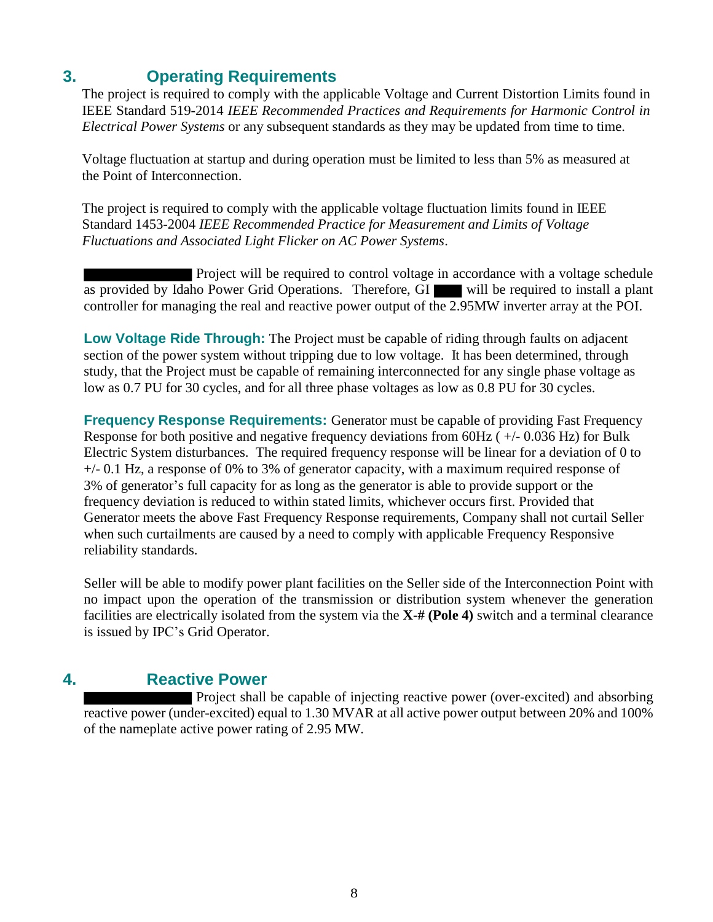## 3. Operating Requirements

The project is required to comply with the applicable Voltage and Current Distortion Limits found in IEEE Standard 519-2014 *IEEE Recommended Practices and Requirements for Harmonic Control in Electrical Power Systems* or any subsequent standards as they may be updated from time to time.

Voltage fluctuation at startup and during operation must be limited to less than 5% as measured at the Point of Interconnection.

The project is required to comply with the applicable voltage fluctuation limits found in IEEE Standard 1453-2004 *IEEE Recommended Practice for Measurement and Limits of Voltage Fluctuations and Associated Light Flicker on AC Power Systems*.

██████████ Project will be required to control voltage in accordance with a voltage schedule as provided by Idaho Power Grid Operations. Therefore, GI ███ will be required to install a plant controller for managing the real and reactive power output of the 2.95MW inverter array at the POI.

**Low Voltage Ride Through:** The Project must be capable of riding through faults on adjacent section of the power system without tripping due to low voltage. It has been determined, through study, that the Project must be capable of remaining interconnected for any single phase voltage as low as 0.7 PU for 30 cycles, and for all three phase voltages as low as 0.8 PU for 30 cycles.

**Frequency Response Requirements:** Generator must be capable of providing Fast Frequency Response for both positive and negative frequency deviations from 60Hz ( +/- 0.036 Hz) for Bulk Electric System disturbances. The required frequency response will be linear for a deviation of 0 to +/- 0.1 Hz, a response of 0% to 3% of generator capacity, with a maximum required response of 3% of generator's full capacity for as long as the generator is able to provide support or the frequency deviation is reduced to within stated limits, whichever occurs first. Provided that Generator meets the above Fast Frequency Response requirements, Company shall not curtail Seller when such curtailments are caused by a need to comply with applicable Frequency Responsive reliability standards.

Seller will be able to modify power plant facilities on the Seller side of the Interconnection Point with no impact upon the operation of the transmission or distribution system whenever the generation facilities are electrically isolated from the system via the **X-# (Pole 4)** switch and a terminal clearance is issued by IPC's Grid Operator.

## 4. Reactive Power

██████████ Project shall be capable of injecting reactive power (over-excited) and absorbing reactive power (under-excited) equal to 1.30 MVAR at all active power output between 20% and 100% of the nameplate active power rating of 2.95 MW.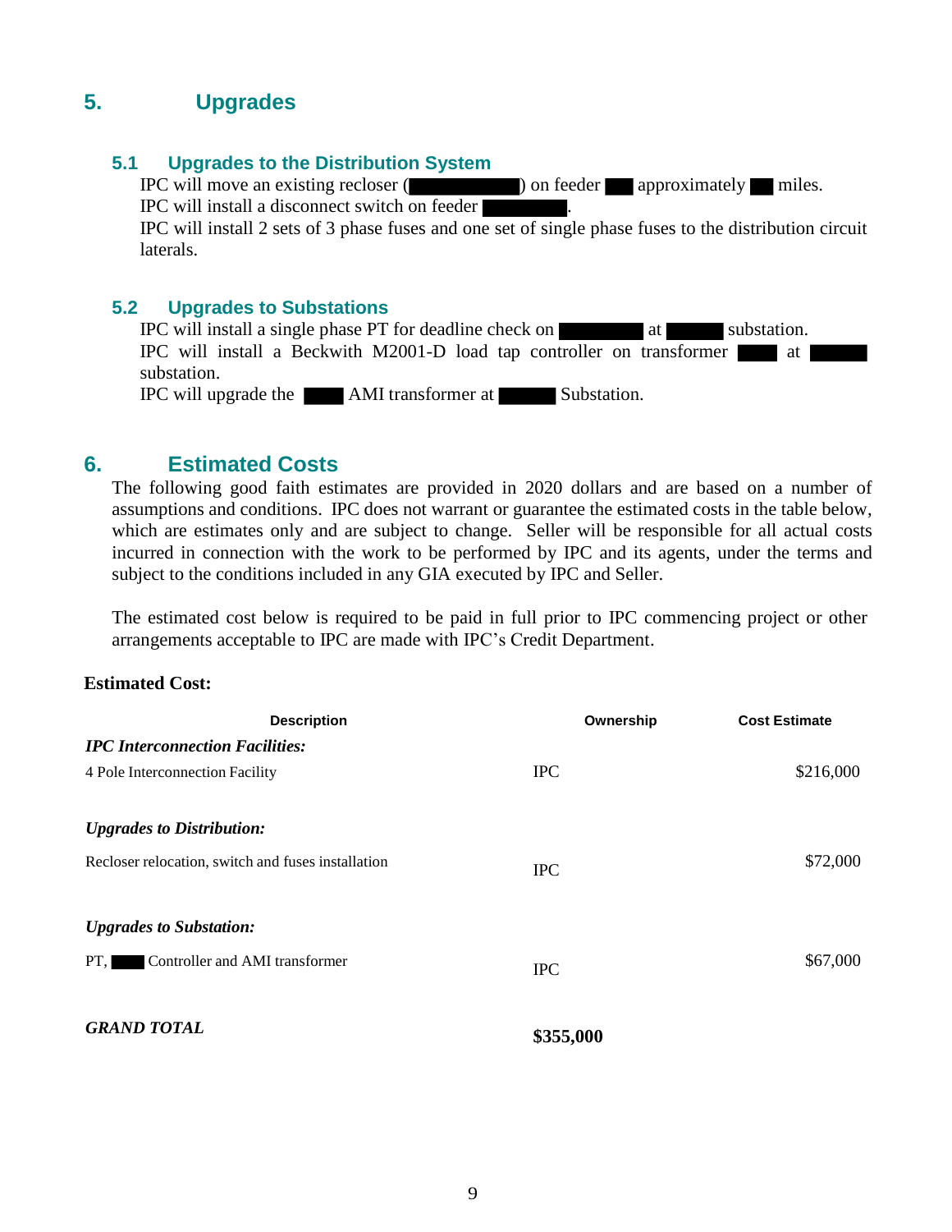## 5. Upgrades

### 5.1 Upgrades to the Distribution System

IPC will move an existing recloser ( ) on feeder approximately miles.
IPC will install a disconnect switch on feeder .
IPC will install 2 sets of 3 phase fuses and one set of single phase fuses to the distribution circuit laterals.

### 5.2 Upgrades to Substations

IPC will install a single phase PT for deadline check on at substation.
IPC will install a Beckwith M2001-D load tap controller on transformer at substation.
IPC will upgrade the AMI transformer at Substation.

## 6. Estimated Costs

The following good faith estimates are provided in 2020 dollars and are based on a number of assumptions and conditions. IPC does not warrant or guarantee the estimated costs in the table below, which are estimates only and are subject to change. Seller will be responsible for all actual costs incurred in connection with the work to be performed by IPC and its agents, under the terms and subject to the conditions included in any GIA executed by IPC and Seller.

The estimated cost below is required to be paid in full prior to IPC commencing project or other arrangements acceptable to IPC are made with IPC's Credit Department.

**Estimated Cost:**

| Description | Ownership | Cost Estimate |
|---|---|---|
| ***IPC Interconnection Facilities:*** | | |
| 4 Pole Interconnection Facility | IPC | $216,000 |
| ***Upgrades to Distribution:*** | | |
| Recloser relocation, switch and fuses installation | IPC | $72,000 |
| ***Upgrades to Substation:*** | | |
| PT, Controller and AMI transformer | IPC | $67,000 |
| ***GRAND TOTAL*** | **$355,000** | |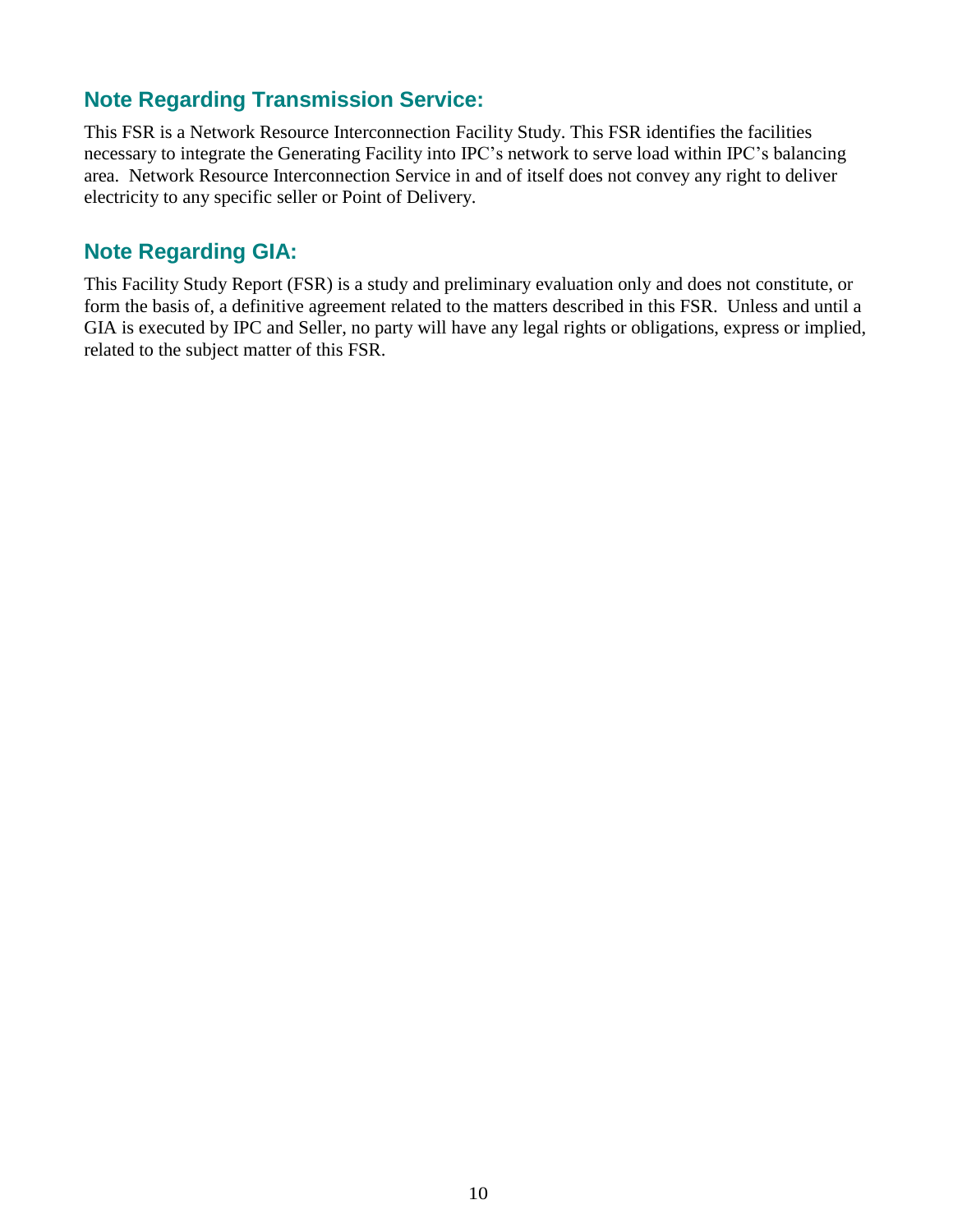## Note Regarding Transmission Service:

This FSR is a Network Resource Interconnection Facility Study. This FSR identifies the facilities necessary to integrate the Generating Facility into IPC's network to serve load within IPC's balancing area. Network Resource Interconnection Service in and of itself does not convey any right to deliver electricity to any specific seller or Point of Delivery.

## Note Regarding GIA:

This Facility Study Report (FSR) is a study and preliminary evaluation only and does not constitute, or form the basis of, a definitive agreement related to the matters described in this FSR. Unless and until a GIA is executed by IPC and Seller, no party will have any legal rights or obligations, express or implied, related to the subject matter of this FSR.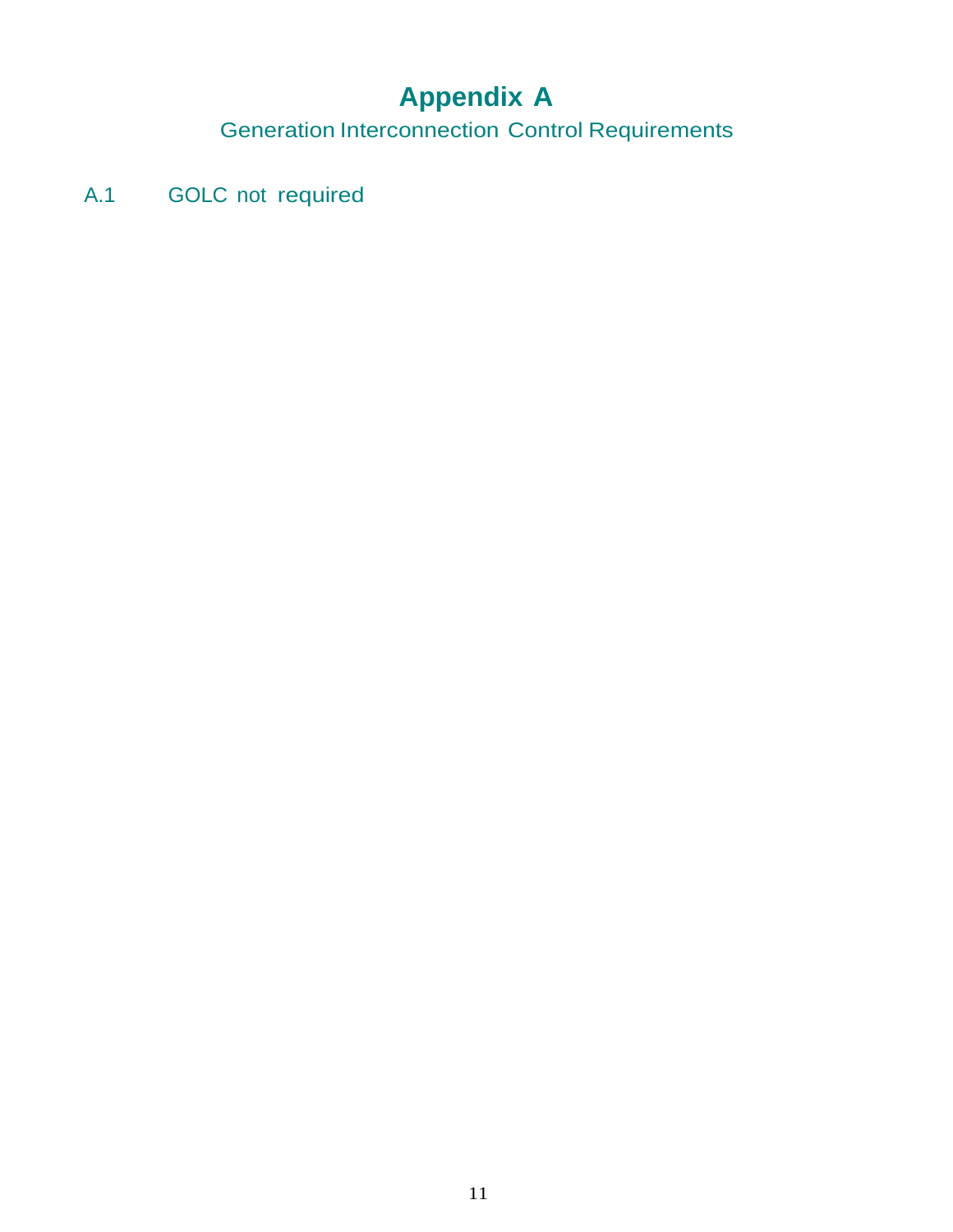# Appendix A

Generation Interconnection Control Requirements

A.1 GOLC not required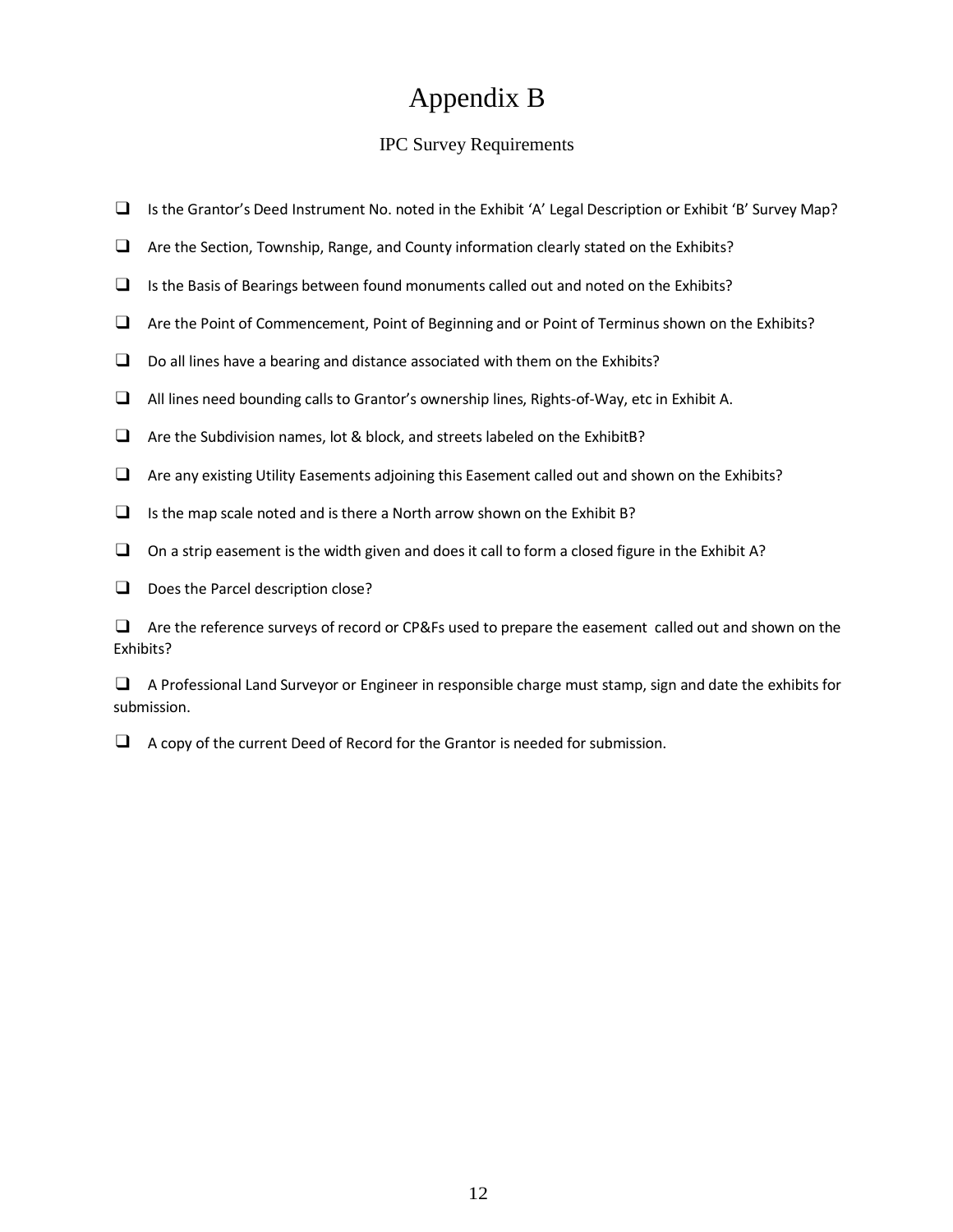# Appendix B

## IPC Survey Requirements

- ❑ Is the Grantor's Deed Instrument No. noted in the Exhibit 'A' Legal Description or Exhibit 'B' Survey Map?
- ❑ Are the Section, Township, Range, and County information clearly stated on the Exhibits?
- ❑ Is the Basis of Bearings between found monuments called out and noted on the Exhibits?
- ❑ Are the Point of Commencement, Point of Beginning and or Point of Terminus shown on the Exhibits?
- ❑ Do all lines have a bearing and distance associated with them on the Exhibits?
- ❑ All lines need bounding calls to Grantor's ownership lines, Rights-of-Way, etc in Exhibit A.
- ❑ Are the Subdivision names, lot & block, and streets labeled on the ExhibitB?
- ❑ Are any existing Utility Easements adjoining this Easement called out and shown on the Exhibits?
- ❑ Is the map scale noted and is there a North arrow shown on the Exhibit B?
- ❑ On a strip easement is the width given and does it call to form a closed figure in the Exhibit A?
- ❑ Does the Parcel description close?
- ❑ Are the reference surveys of record or CP&Fs used to prepare the easement called out and shown on the Exhibits?
- ❑ A Professional Land Surveyor or Engineer in responsible charge must stamp, sign and date the exhibits for submission.
- ❑ A copy of the current Deed of Record for the Grantor is needed for submission.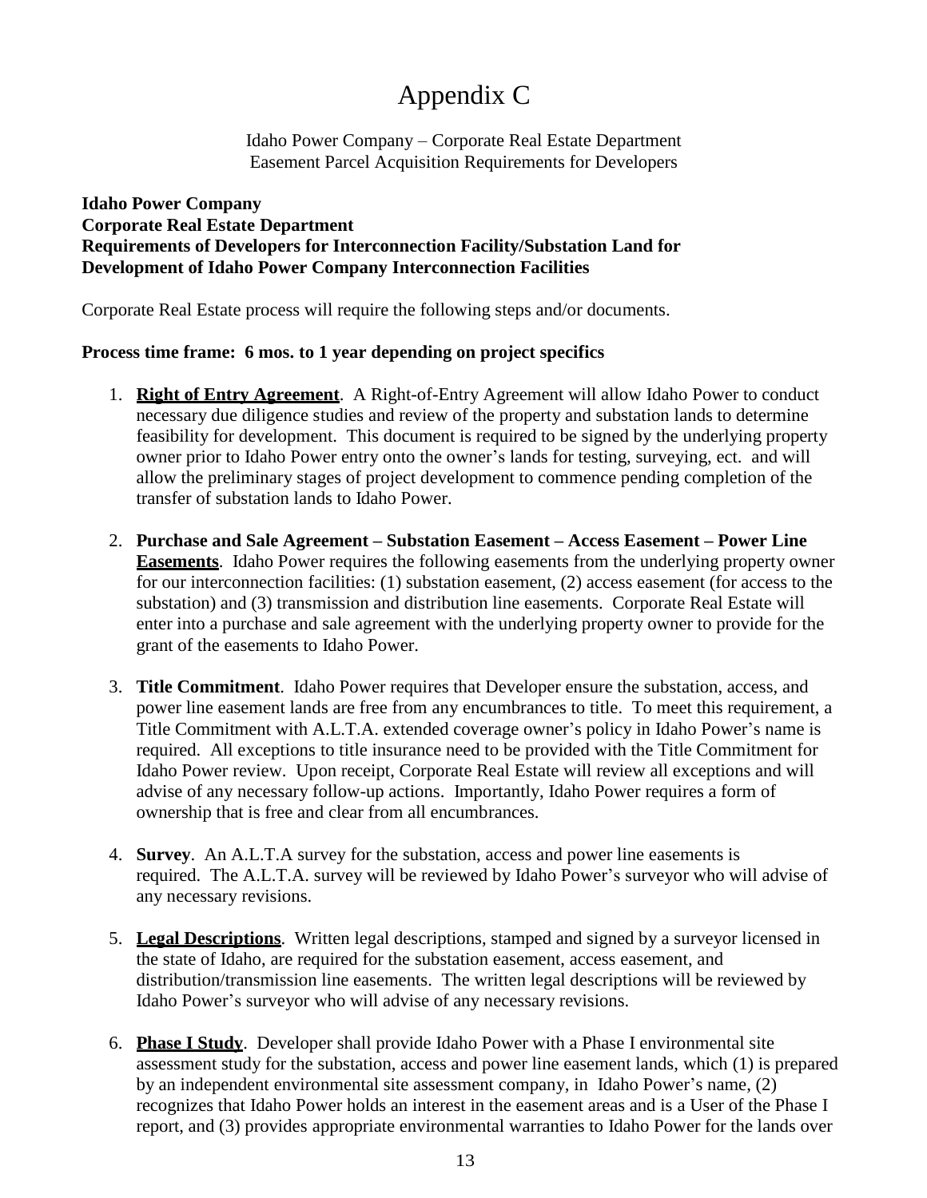# Appendix C

Idaho Power Company – Corporate Real Estate Department
Easement Parcel Acquisition Requirements for Developers

**Idaho Power Company**
**Corporate Real Estate Department**
**Requirements of Developers for Interconnection Facility/Substation Land for Development of Idaho Power Company Interconnection Facilities**

Corporate Real Estate process will require the following steps and/or documents.

**Process time frame: 6 mos. to 1 year depending on project specifics**

1. **Right of Entry Agreement**. A Right-of-Entry Agreement will allow Idaho Power to conduct necessary due diligence studies and review of the property and substation lands to determine feasibility for development. This document is required to be signed by the underlying property owner prior to Idaho Power entry onto the owner's lands for testing, surveying, ect. and will allow the preliminary stages of project development to commence pending completion of the transfer of substation lands to Idaho Power.

2. **Purchase and Sale Agreement – Substation Easement – Access Easement – Power Line Easements**. Idaho Power requires the following easements from the underlying property owner for our interconnection facilities: (1) substation easement, (2) access easement (for access to the substation) and (3) transmission and distribution line easements. Corporate Real Estate will enter into a purchase and sale agreement with the underlying property owner to provide for the grant of the easements to Idaho Power.

3. **Title Commitment**. Idaho Power requires that Developer ensure the substation, access, and power line easement lands are free from any encumbrances to title. To meet this requirement, a Title Commitment with A.L.T.A. extended coverage owner's policy in Idaho Power's name is required. All exceptions to title insurance need to be provided with the Title Commitment for Idaho Power review. Upon receipt, Corporate Real Estate will review all exceptions and will advise of any necessary follow-up actions. Importantly, Idaho Power requires a form of ownership that is free and clear from all encumbrances.

4. **Survey**. An A.L.T.A survey for the substation, access and power line easements is required. The A.L.T.A. survey will be reviewed by Idaho Power's surveyor who will advise of any necessary revisions.

5. **Legal Descriptions**. Written legal descriptions, stamped and signed by a surveyor licensed in the state of Idaho, are required for the substation easement, access easement, and distribution/transmission line easements. The written legal descriptions will be reviewed by Idaho Power's surveyor who will advise of any necessary revisions.

6. **Phase I Study**. Developer shall provide Idaho Power with a Phase I environmental site assessment study for the substation, access and power line easement lands, which (1) is prepared by an independent environmental site assessment company, in Idaho Power's name, (2) recognizes that Idaho Power holds an interest in the easement areas and is a User of the Phase I report, and (3) provides appropriate environmental warranties to Idaho Power for the lands over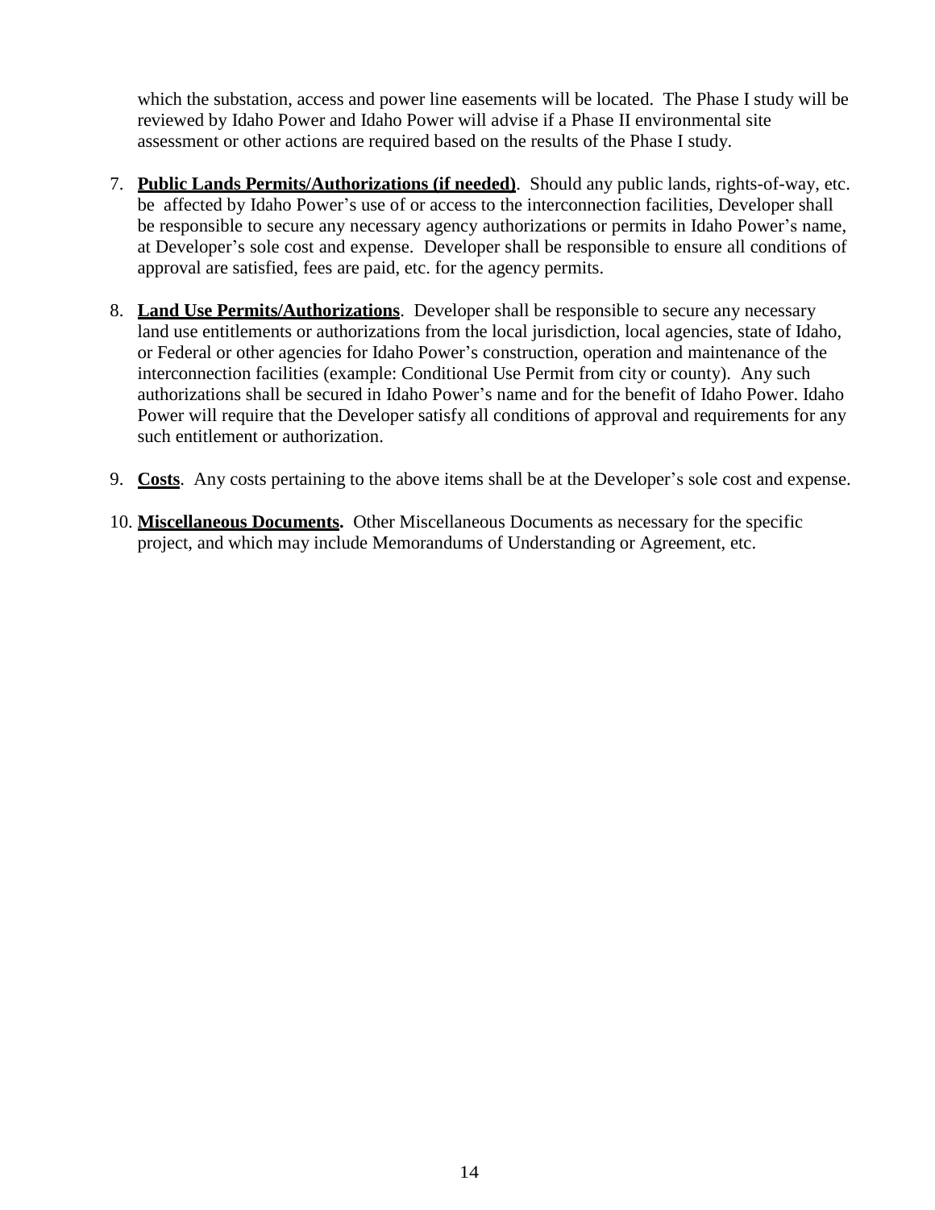which the substation, access and power line easements will be located. The Phase I study will be reviewed by Idaho Power and Idaho Power will advise if a Phase II environmental site assessment or other actions are required based on the results of the Phase I study.

7. **Public Lands Permits/Authorizations (if needed)**. Should any public lands, rights-of-way, etc. be affected by Idaho Power's use of or access to the interconnection facilities, Developer shall be responsible to secure any necessary agency authorizations or permits in Idaho Power's name, at Developer's sole cost and expense. Developer shall be responsible to ensure all conditions of approval are satisfied, fees are paid, etc. for the agency permits.

8. **Land Use Permits/Authorizations**. Developer shall be responsible to secure any necessary land use entitlements or authorizations from the local jurisdiction, local agencies, state of Idaho, or Federal or other agencies for Idaho Power's construction, operation and maintenance of the interconnection facilities (example: Conditional Use Permit from city or county). Any such authorizations shall be secured in Idaho Power's name and for the benefit of Idaho Power. Idaho Power will require that the Developer satisfy all conditions of approval and requirements for any such entitlement or authorization.

9. **Costs**. Any costs pertaining to the above items shall be at the Developer's sole cost and expense.

10. **Miscellaneous Documents.** Other Miscellaneous Documents as necessary for the specific project, and which may include Memorandums of Understanding or Agreement, etc.